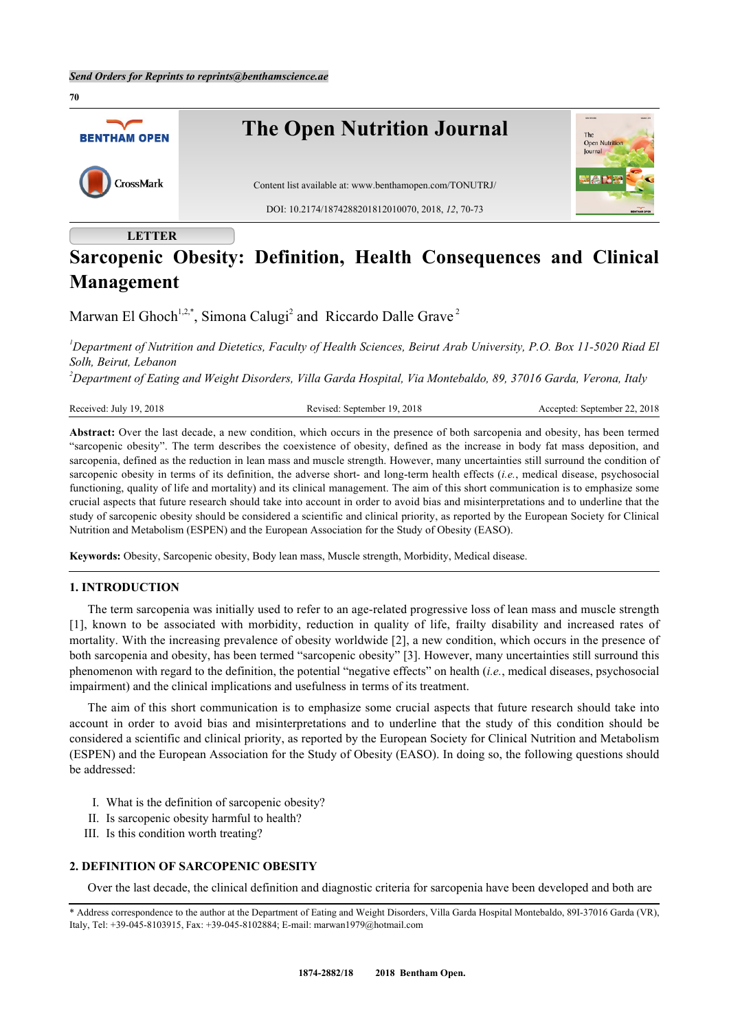LETTER

# Sarcopenic Obesity: Definition, Health Consequences and Clinical Management

Marwan El Ghoch[1,2,*], Simona Calugi[2] and Riccardo Dalle Grave[2]

[1]*Department of Nutrition and Dietetics, Faculty of Health Sciences, Beirut Arab University, P.O. Box 11-5020 Riad El Solh, Beirut, Lebanon*

[2]*Department of Eating and Weight Disorders, Villa Garda Hospital, Via Montebaldo, 89, 37016 Garda, Verona, Italy*

Received: July 19, 2018 Revised: September 19, 2018 Accepted: September 22, 2018

**Abstract:** Over the last decade, a new condition, which occurs in the presence of both sarcopenia and obesity, has been termed "sarcopenic obesity". The term describes the coexistence of obesity, defined as the increase in body fat mass deposition, and sarcopenia, defined as the reduction in lean mass and muscle strength. However, many uncertainties still surround the condition of sarcopenic obesity in terms of its definition, the adverse short- and long-term health effects (*i.e.*, medical disease, psychosocial functioning, quality of life and mortality) and its clinical management. The aim of this short communication is to emphasize some crucial aspects that future research should take into account in order to avoid bias and misinterpretations and to underline that the study of sarcopenic obesity should be considered a scientific and clinical priority, as reported by the European Society for Clinical Nutrition and Metabolism (ESPEN) and the European Association for the Study of Obesity (EASO).

**Keywords:** Obesity, Sarcopenic obesity, Body lean mass, Muscle strength, Morbidity, Medical disease.

## 1. INTRODUCTION

The term sarcopenia was initially used to refer to an age-related progressive loss of lean mass and muscle strength [1], known to be associated with morbidity, reduction in quality of life, frailty disability and increased rates of mortality. With the increasing prevalence of obesity worldwide [2], a new condition, which occurs in the presence of both sarcopenia and obesity, has been termed "sarcopenic obesity" [3]. However, many uncertainties still surround this phenomenon with regard to the definition, the potential "negative effects" on health (*i.e.*, medical diseases, psychosocial impairment) and the clinical implications and usefulness in terms of its treatment.

The aim of this short communication is to emphasize some crucial aspects that future research should take into account in order to avoid bias and misinterpretations and to underline that the study of this condition should be considered a scientific and clinical priority, as reported by the European Society for Clinical Nutrition and Metabolism (ESPEN) and the European Association for the Study of Obesity (EASO). In doing so, the following questions should be addressed:

I. What is the definition of sarcopenic obesity?
II. Is sarcopenic obesity harmful to health?
III. Is this condition worth treating?

## 2. DEFINITION OF SARCOPENIC OBESITY

Over the last decade, the clinical definition and diagnostic criteria for sarcopenia have been developed and both are

\* Address correspondence to the author at the Department of Eating and Weight Disorders, Villa Garda Hospital Montebaldo, 891-37016 Garda (VR), Italy, Tel: +39-045-8103915, Fax: +39-045-8102884; E-mail: marwan1979@hotmail.com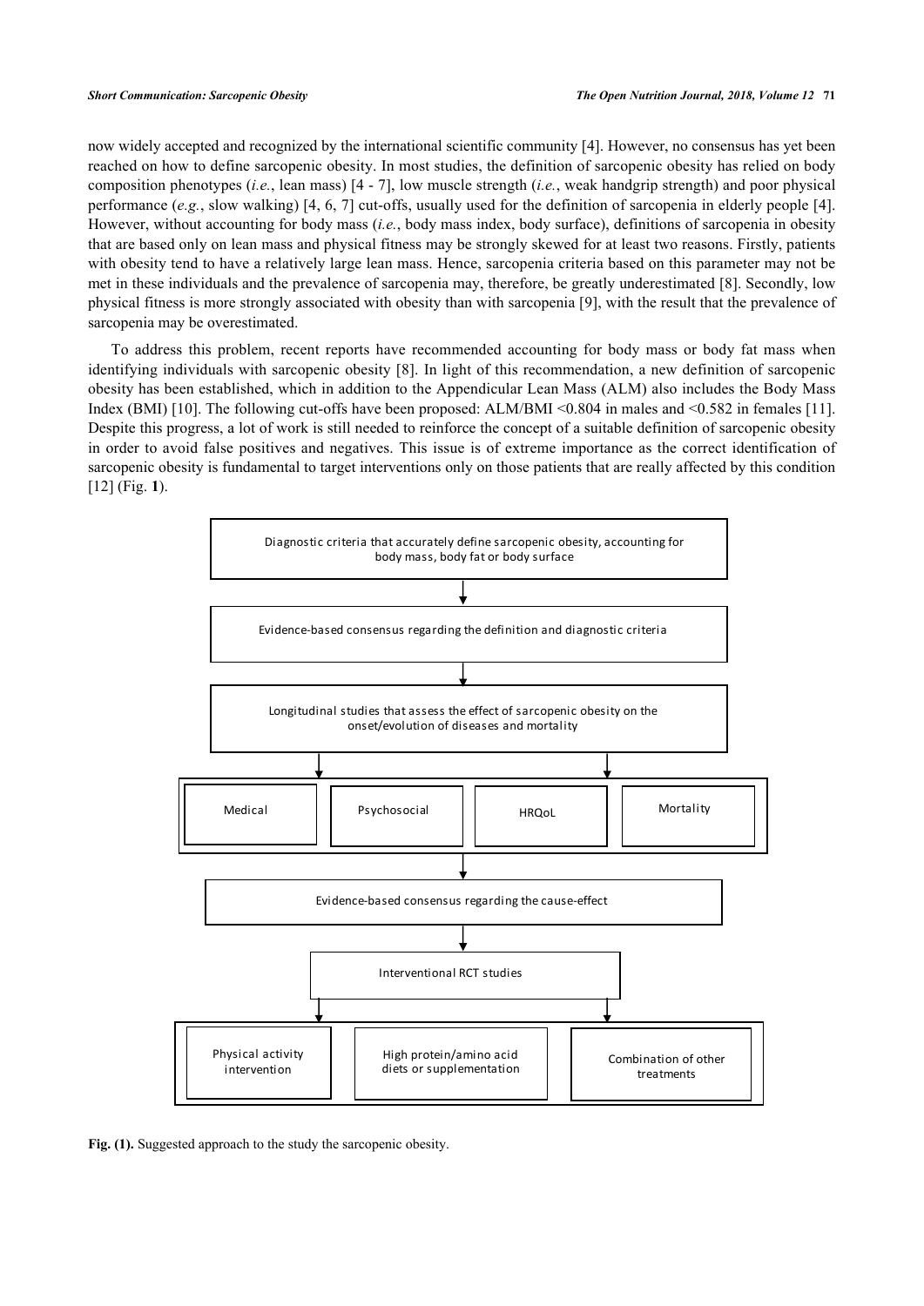now widely accepted and recognized by the international scientific community [4]. However, no consensus has yet been reached on how to define sarcopenic obesity. In most studies, the definition of sarcopenic obesity has relied on body composition phenotypes (*i.e.*, lean mass) [4 - 7], low muscle strength (*i.e.*, weak handgrip strength) and poor physical performance (*e.g.*, slow walking) [4, 6, 7] cut-offs, usually used for the definition of sarcopenia in elderly people [4]. However, without accounting for body mass (*i.e.*, body mass index, body surface), definitions of sarcopenia in obesity that are based only on lean mass and physical fitness may be strongly skewed for at least two reasons. Firstly, patients with obesity tend to have a relatively large lean mass. Hence, sarcopenia criteria based on this parameter may not be met in these individuals and the prevalence of sarcopenia may, therefore, be greatly underestimated [8]. Secondly, low physical fitness is more strongly associated with obesity than with sarcopenia [9], with the result that the prevalence of sarcopenia may be overestimated.

To address this problem, recent reports have recommended accounting for body mass or body fat mass when identifying individuals with sarcopenic obesity [8]. In light of this recommendation, a new definition of sarcopenic obesity has been established, which in addition to the Appendicular Lean Mass (ALM) also includes the Body Mass Index (BMI) [10]. The following cut-offs have been proposed: ALM/BMI <0.804 in males and <0.582 in females [11]. Despite this progress, a lot of work is still needed to reinforce the concept of a suitable definition of sarcopenic obesity in order to avoid false positives and negatives. This issue is of extreme importance as the correct identification of sarcopenic obesity is fundamental to target interventions only on those patients that are really affected by this condition [12] (Fig. **1**).

Diagnostic criteria that accurately define sarcopenic obesity, accounting for body mass, body fat or body surface

↓

Evidence-based consensus regarding the definition and diagnostic criteria

↓

Longitudinal studies that assess the effect of sarcopenic obesity on the onset/evolution of diseases and mortality

↓

Medical | Psychosocial | HRQoL | Mortality

↓

Evidence-based consensus regarding the cause-effect

↓

Interventional RCT studies

↓

Physical activity intervention | High protein/amino acid diets or supplementation | Combination of other treatments

**Fig. (1).** Suggested approach to the study the sarcopenic obesity.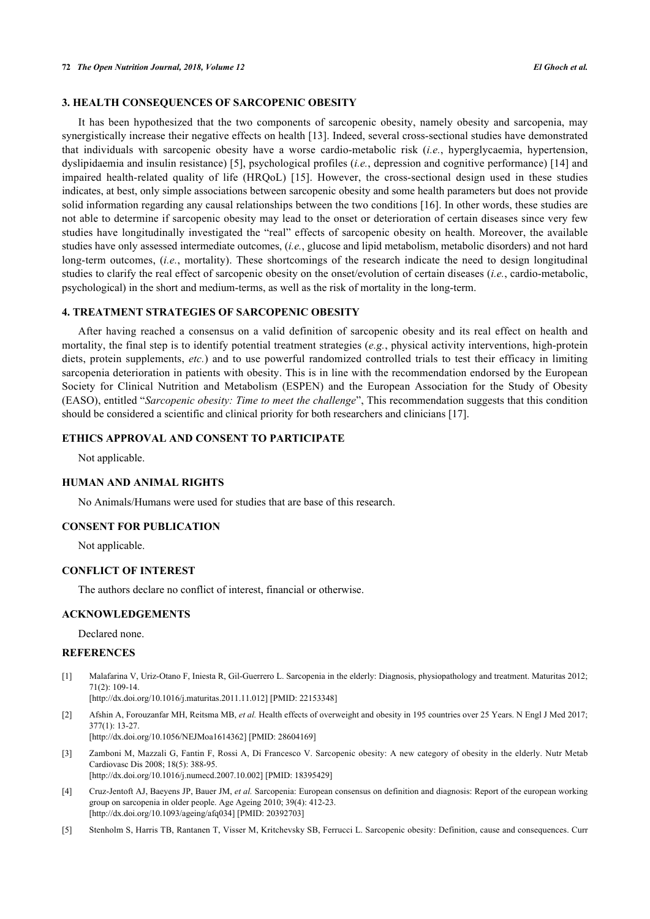## 3. HEALTH CONSEQUENCES OF SARCOPENIC OBESITY

It has been hypothesized that the two components of sarcopenic obesity, namely obesity and sarcopenia, may synergistically increase their negative effects on health [13]. Indeed, several cross-sectional studies have demonstrated that individuals with sarcopenic obesity have a worse cardio-metabolic risk (*i.e.*, hyperglycaemia, hypertension, dyslipidaemia and insulin resistance) [5], psychological profiles (*i.e.*, depression and cognitive performance) [14] and impaired health-related quality of life (HRQoL) [15]. However, the cross-sectional design used in these studies indicates, at best, only simple associations between sarcopenic obesity and some health parameters but does not provide solid information regarding any causal relationships between the two conditions [16]. In other words, these studies are not able to determine if sarcopenic obesity may lead to the onset or deterioration of certain diseases since very few studies have longitudinally investigated the "real" effects of sarcopenic obesity on health. Moreover, the available studies have only assessed intermediate outcomes, (*i.e.*, glucose and lipid metabolism, metabolic disorders) and not hard long-term outcomes, (*i.e.*, mortality). These shortcomings of the research indicate the need to design longitudinal studies to clarify the real effect of sarcopenic obesity on the onset/evolution of certain diseases (*i.e.*, cardio-metabolic, psychological) in the short and medium-terms, as well as the risk of mortality in the long-term.

## 4. TREATMENT STRATEGIES OF SARCOPENIC OBESITY

After having reached a consensus on a valid definition of sarcopenic obesity and its real effect on health and mortality, the final step is to identify potential treatment strategies (*e.g.*, physical activity interventions, high-protein diets, protein supplements, *etc.*) and to use powerful randomized controlled trials to test their efficacy in limiting sarcopenia deterioration in patients with obesity. This is in line with the recommendation endorsed by the European Society for Clinical Nutrition and Metabolism (ESPEN) and the European Association for the Study of Obesity (EASO), entitled "*Sarcopenic obesity: Time to meet the challenge*", This recommendation suggests that this condition should be considered a scientific and clinical priority for both researchers and clinicians [17].

## ETHICS APPROVAL AND CONSENT TO PARTICIPATE

Not applicable.

## HUMAN AND ANIMAL RIGHTS

No Animals/Humans were used for studies that are base of this research.

## CONSENT FOR PUBLICATION

Not applicable.

## CONFLICT OF INTEREST

The authors declare no conflict of interest, financial or otherwise.

## ACKNOWLEDGEMENTS

Declared none.

## REFERENCES

[1] Malafarina V, Uriz-Otano F, Iniesta R, Gil-Guerrero L. Sarcopenia in the elderly: Diagnosis, physiopathology and treatment. Maturitas 2012; 71(2): 109-14.
[http://dx.doi.org/10.1016/j.maturitas.2011.11.012] [PMID: 22153348]

[2] Afshin A, Forouzanfar MH, Reitsma MB, *et al.* Health effects of overweight and obesity in 195 countries over 25 Years. N Engl J Med 2017; 377(1): 13-27.
[http://dx.doi.org/10.1056/NEJMoa1614362] [PMID: 28604169]

[3] Zamboni M, Mazzali G, Fantin F, Rossi A, Di Francesco V. Sarcopenic obesity: A new category of obesity in the elderly. Nutr Metab Cardiovasc Dis 2008; 18(5): 388-95.
[http://dx.doi.org/10.1016/j.numecd.2007.10.002] [PMID: 18395429]

[4] Cruz-Jentoft AJ, Baeyens JP, Bauer JM, *et al.* Sarcopenia: European consensus on definition and diagnosis: Report of the european working group on sarcopenia in older people. Age Ageing 2010; 39(4): 412-23.
[http://dx.doi.org/10.1093/ageing/afq034] [PMID: 20392703]

[5] Stenholm S, Harris TB, Rantanen T, Visser M, Kritchevsky SB, Ferrucci L. Sarcopenic obesity: Definition, cause and consequences. Curr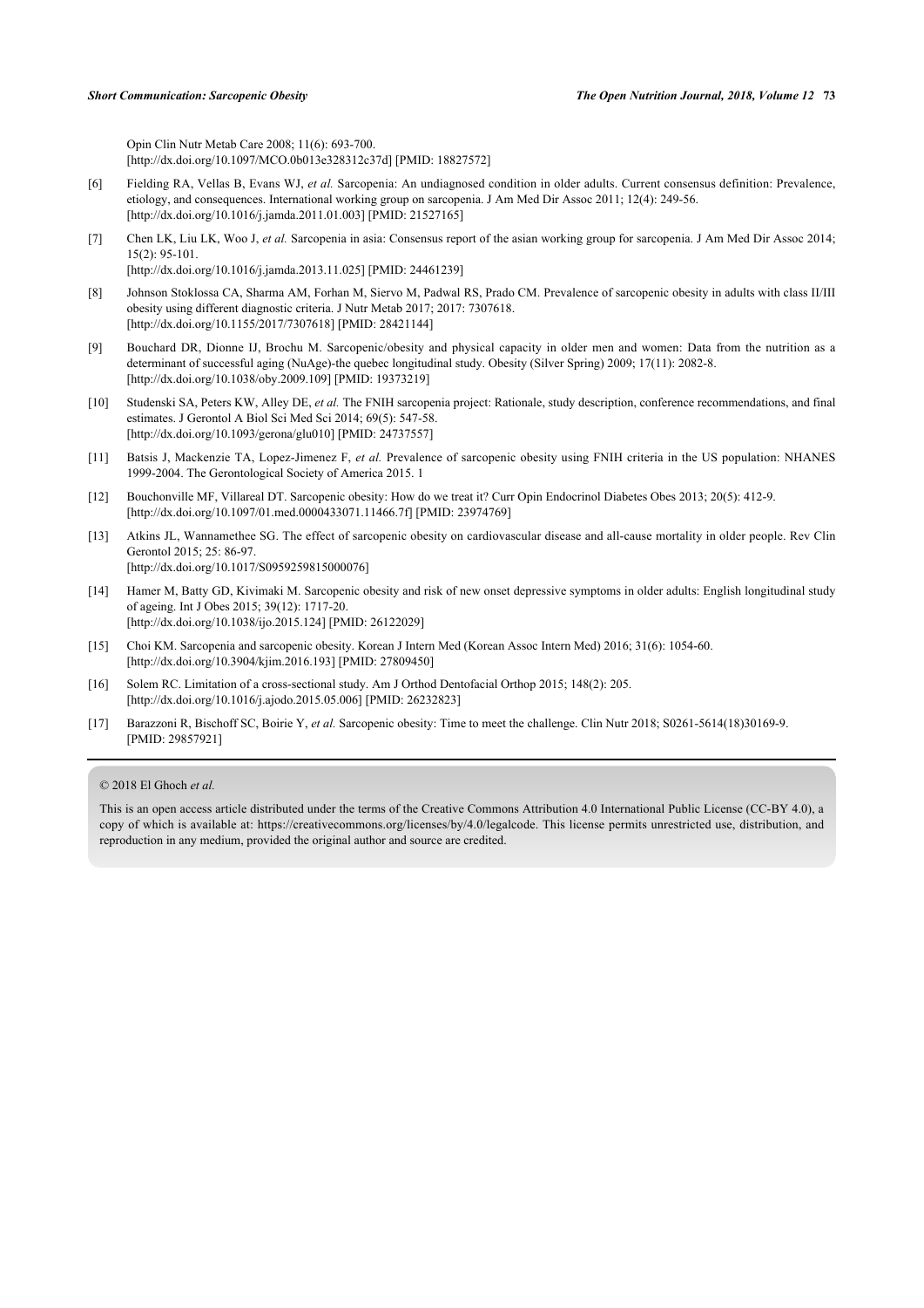Opin Clin Nutr Metab Care 2008; 11(6): 693-700.
[http://dx.doi.org/10.1097/MCO.0b013e328312c37d] [PMID: 18827572]

[6] Fielding RA, Vellas B, Evans WJ, *et al.* Sarcopenia: An undiagnosed condition in older adults. Current consensus definition: Prevalence, etiology, and consequences. International working group on sarcopenia. J Am Med Dir Assoc 2011; 12(4): 249-56.
[http://dx.doi.org/10.1016/j.jamda.2011.01.003] [PMID: 21527165]

[7] Chen LK, Liu LK, Woo J, *et al.* Sarcopenia in asia: Consensus report of the asian working group for sarcopenia. J Am Med Dir Assoc 2014; 15(2): 95-101.
[http://dx.doi.org/10.1016/j.jamda.2013.11.025] [PMID: 24461239]

[8] Johnson Stoklossa CA, Sharma AM, Forhan M, Siervo M, Padwal RS, Prado CM. Prevalence of sarcopenic obesity in adults with class II/III obesity using different diagnostic criteria. J Nutr Metab 2017; 2017: 7307618.
[http://dx.doi.org/10.1155/2017/7307618] [PMID: 28421144]

[9] Bouchard DR, Dionne IJ, Brochu M. Sarcopenic/obesity and physical capacity in older men and women: Data from the nutrition as a determinant of successful aging (NuAge)-the quebec longitudinal study. Obesity (Silver Spring) 2009; 17(11): 2082-8.
[http://dx.doi.org/10.1038/oby.2009.109] [PMID: 19373219]

[10] Studenski SA, Peters KW, Alley DE, *et al.* The FNIH sarcopenia project: Rationale, study description, conference recommendations, and final estimates. J Gerontol A Biol Sci Med Sci 2014; 69(5): 547-58.
[http://dx.doi.org/10.1093/gerona/glu010] [PMID: 24737557]

[11] Batsis J, Mackenzie TA, Lopez-Jimenez F, *et al.* Prevalence of sarcopenic obesity using FNIH criteria in the US population: NHANES 1999-2004. The Gerontological Society of America 2015. 1

[12] Bouchonville MF, Villareal DT. Sarcopenic obesity: How do we treat it? Curr Opin Endocrinol Diabetes Obes 2013; 20(5): 412-9.
[http://dx.doi.org/10.1097/01.med.0000433071.11466.7f] [PMID: 23974769]

[13] Atkins JL, Wannamethee SG. The effect of sarcopenic obesity on cardiovascular disease and all-cause mortality in older people. Rev Clin Gerontol 2015; 25: 86-97.
[http://dx.doi.org/10.1017/S0959259815000076]

[14] Hamer M, Batty GD, Kivimaki M. Sarcopenic obesity and risk of new onset depressive symptoms in older adults: English longitudinal study of ageing. Int J Obes 2015; 39(12): 1717-20.
[http://dx.doi.org/10.1038/ijo.2015.124] [PMID: 26122029]

[15] Choi KM. Sarcopenia and sarcopenic obesity. Korean J Intern Med (Korean Assoc Intern Med) 2016; 31(6): 1054-60.
[http://dx.doi.org/10.3904/kjim.2016.193] [PMID: 27809450]

[16] Solem RC. Limitation of a cross-sectional study. Am J Orthod Dentofacial Orthop 2015; 148(2): 205.
[http://dx.doi.org/10.1016/j.ajodo.2015.05.006] [PMID: 26232823]

[17] Barazzoni R, Bischoff SC, Boirie Y, *et al.* Sarcopenic obesity: Time to meet the challenge. Clin Nutr 2018; S0261-5614(18)30169-9.
[PMID: 29857921]

© 2018 El Ghoch *et al.*

This is an open access article distributed under the terms of the Creative Commons Attribution 4.0 International Public License (CC-BY 4.0), a copy of which is available at: https://creativecommons.org/licenses/by/4.0/legalcode. This license permits unrestricted use, distribution, and reproduction in any medium, provided the original author and source are credited.